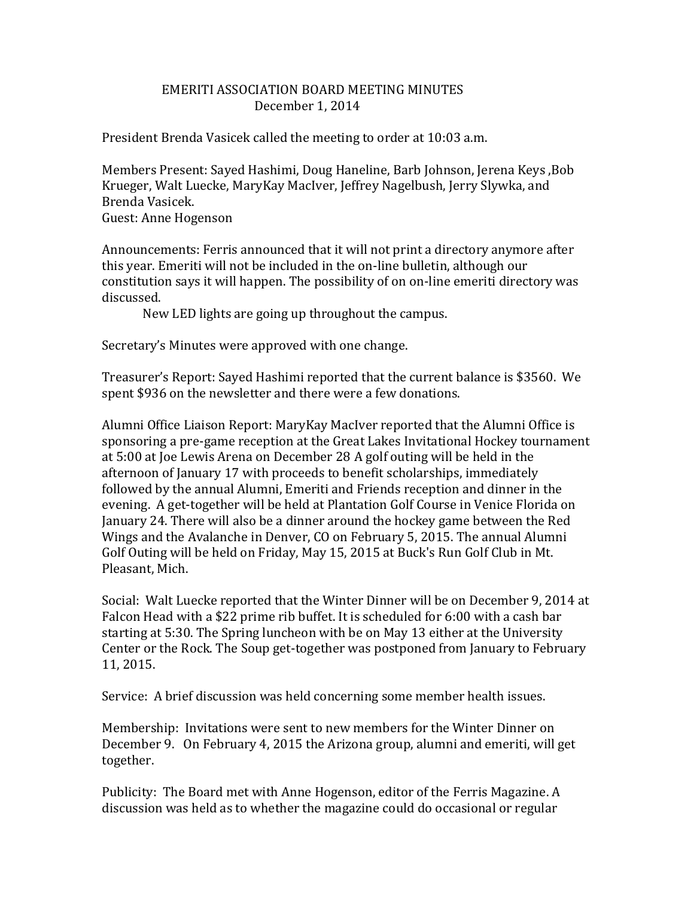# EMERITI ASSOCIATION BOARD MEETING MINUTES

December 1, 2014

President Brenda Vasicek called the meeting to order at 10:03 a.m.

Members Present: Sayed Hashimi, Doug Haneline, Barb Johnson, Jerena Keys ,Bob Krueger, Walt Luecke, MaryKay MacIver, Jeffrey Nagelbush, Jerry Slywka, and Brenda Vasicek.
Guest: Anne Hogenson

Announcements: Ferris announced that it will not print a directory anymore after this year. Emeriti will not be included in the on-line bulletin, although our constitution says it will happen. The possibility of on on-line emeriti directory was discussed.

New LED lights are going up throughout the campus.

Secretary's Minutes were approved with one change.

Treasurer's Report: Sayed Hashimi reported that the current balance is $3560. We spent $936 on the newsletter and there were a few donations.

Alumni Office Liaison Report: MaryKay MacIver reported that the Alumni Office is sponsoring a pre-game reception at the Great Lakes Invitational Hockey tournament at 5:00 at Joe Lewis Arena on December 28 A golf outing will be held in the afternoon of January 17 with proceeds to benefit scholarships, immediately followed by the annual Alumni, Emeriti and Friends reception and dinner in the evening. A get-together will be held at Plantation Golf Course in Venice Florida on January 24. There will also be a dinner around the hockey game between the Red Wings and the Avalanche in Denver, CO on February 5, 2015. The annual Alumni Golf Outing will be held on Friday, May 15, 2015 at Buck's Run Golf Club in Mt. Pleasant, Mich.

Social: Walt Luecke reported that the Winter Dinner will be on December 9, 2014 at Falcon Head with a $22 prime rib buffet. It is scheduled for 6:00 with a cash bar starting at 5:30. The Spring luncheon with be on May 13 either at the University Center or the Rock. The Soup get-together was postponed from January to February 11, 2015.

Service: A brief discussion was held concerning some member health issues.

Membership: Invitations were sent to new members for the Winter Dinner on December 9. On February 4, 2015 the Arizona group, alumni and emeriti, will get together.

Publicity: The Board met with Anne Hogenson, editor of the Ferris Magazine. A discussion was held as to whether the magazine could do occasional or regular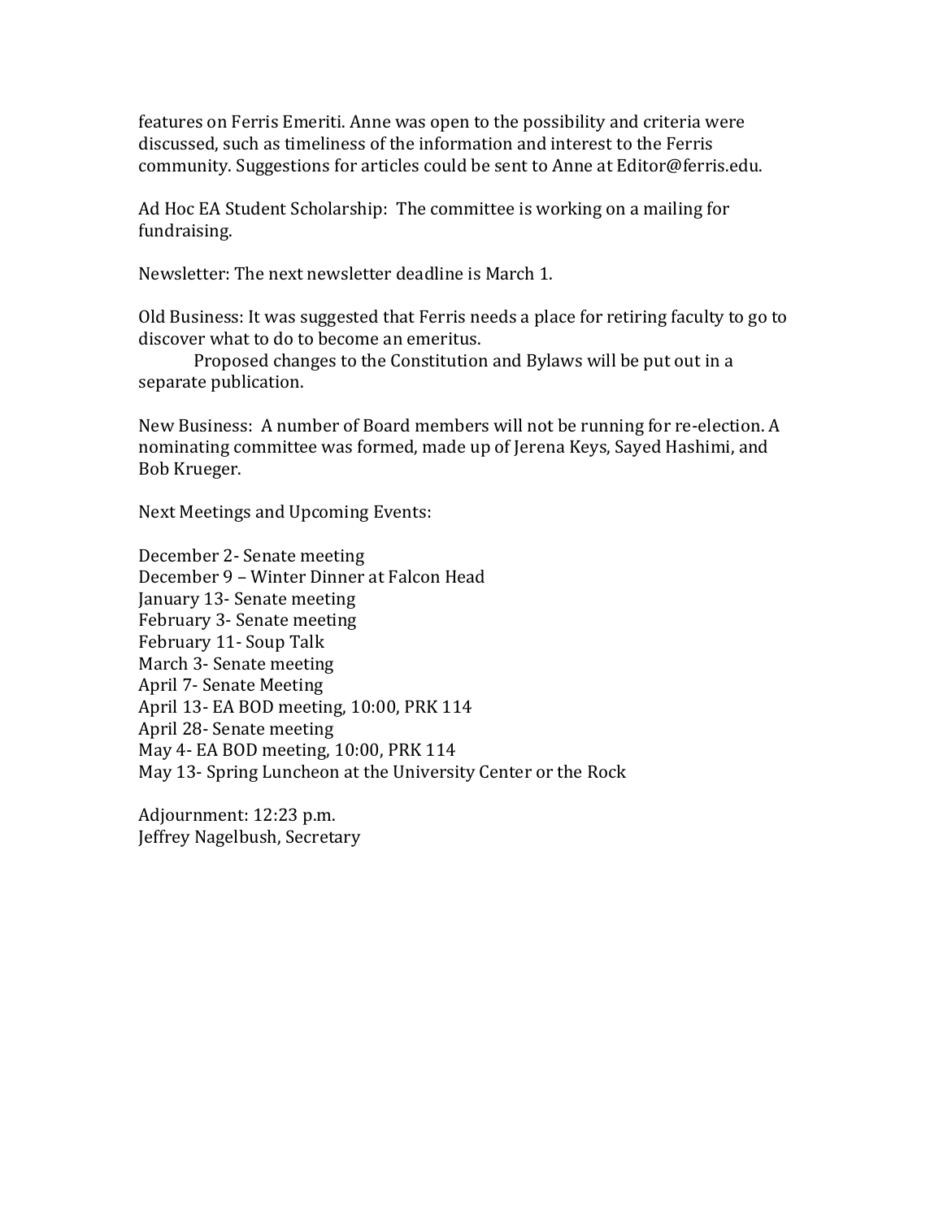features on Ferris Emeriti. Anne was open to the possibility and criteria were discussed, such as timeliness of the information and interest to the Ferris community. Suggestions for articles could be sent to Anne at Editor@ferris.edu.

Ad Hoc EA Student Scholarship: The committee is working on a mailing for fundraising.

Newsletter: The next newsletter deadline is March 1.

Old Business: It was suggested that Ferris needs a place for retiring faculty to go to discover what to do to become an emeritus.

Proposed changes to the Constitution and Bylaws will be put out in a separate publication.

New Business: A number of Board members will not be running for re-election. A nominating committee was formed, made up of Jerena Keys, Sayed Hashimi, and Bob Krueger.

Next Meetings and Upcoming Events:

December 2- Senate meeting
December 9 – Winter Dinner at Falcon Head
January 13- Senate meeting
February 3- Senate meeting
February 11- Soup Talk
March 3- Senate meeting
April 7- Senate Meeting
April 13- EA BOD meeting, 10:00, PRK 114
April 28- Senate meeting
May 4- EA BOD meeting, 10:00, PRK 114
May 13- Spring Luncheon at the University Center or the Rock

Adjournment: 12:23 p.m.
Jeffrey Nagelbush, Secretary